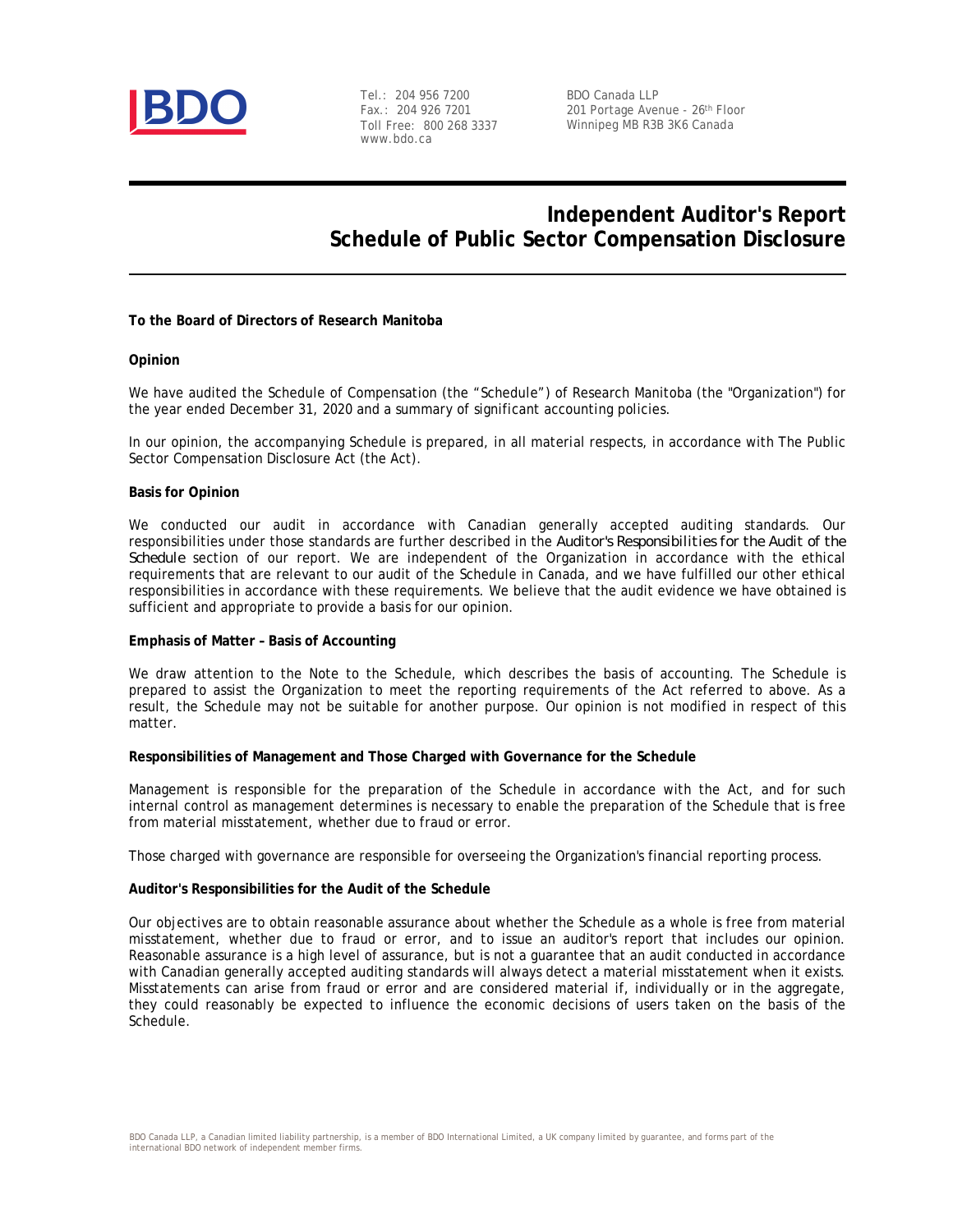Tel.: 204 956 7200
Fax.: 204 926 7201
Toll Free: 800 268 3337
www.bdo.ca

BDO Canada LLP
201 Portage Avenue - 26th Floor
Winnipeg MB R3B 3K6 Canada

# Independent Auditor's Report
# Schedule of Public Sector Compensation Disclosure

**To the Board of Directors of Research Manitoba**

**Opinion**

We have audited the Schedule of Compensation (the "Schedule") of Research Manitoba (the "Organization") for the year ended December 31, 2020 and a summary of significant accounting policies.

In our opinion, the accompanying Schedule is prepared, in all material respects, in accordance with The Public Sector Compensation Disclosure Act (the Act).

**Basis for Opinion**

We conducted our audit in accordance with Canadian generally accepted auditing standards. Our responsibilities under those standards are further described in the *Auditor's Responsibilities for the Audit of the Schedule* section of our report. We are independent of the Organization in accordance with the ethical requirements that are relevant to our audit of the Schedule in Canada, and we have fulfilled our other ethical responsibilities in accordance with these requirements. We believe that the audit evidence we have obtained is sufficient and appropriate to provide a basis for our opinion.

**Emphasis of Matter – Basis of Accounting**

We draw attention to the Note to the Schedule, which describes the basis of accounting. The Schedule is prepared to assist the Organization to meet the reporting requirements of the Act referred to above. As a result, the Schedule may not be suitable for another purpose. Our opinion is not modified in respect of this matter.

**Responsibilities of Management and Those Charged with Governance for the Schedule**

Management is responsible for the preparation of the Schedule in accordance with the Act, and for such internal control as management determines is necessary to enable the preparation of the Schedule that is free from material misstatement, whether due to fraud or error.

Those charged with governance are responsible for overseeing the Organization's financial reporting process.

**Auditor's Responsibilities for the Audit of the Schedule**

Our objectives are to obtain reasonable assurance about whether the Schedule as a whole is free from material misstatement, whether due to fraud or error, and to issue an auditor's report that includes our opinion. Reasonable assurance is a high level of assurance, but is not a guarantee that an audit conducted in accordance with Canadian generally accepted auditing standards will always detect a material misstatement when it exists. Misstatements can arise from fraud or error and are considered material if, individually or in the aggregate, they could reasonably be expected to influence the economic decisions of users taken on the basis of the Schedule.

BDO Canada LLP, a Canadian limited liability partnership, is a member of BDO International Limited, a UK company limited by guarantee, and forms part of the international BDO network of independent member firms.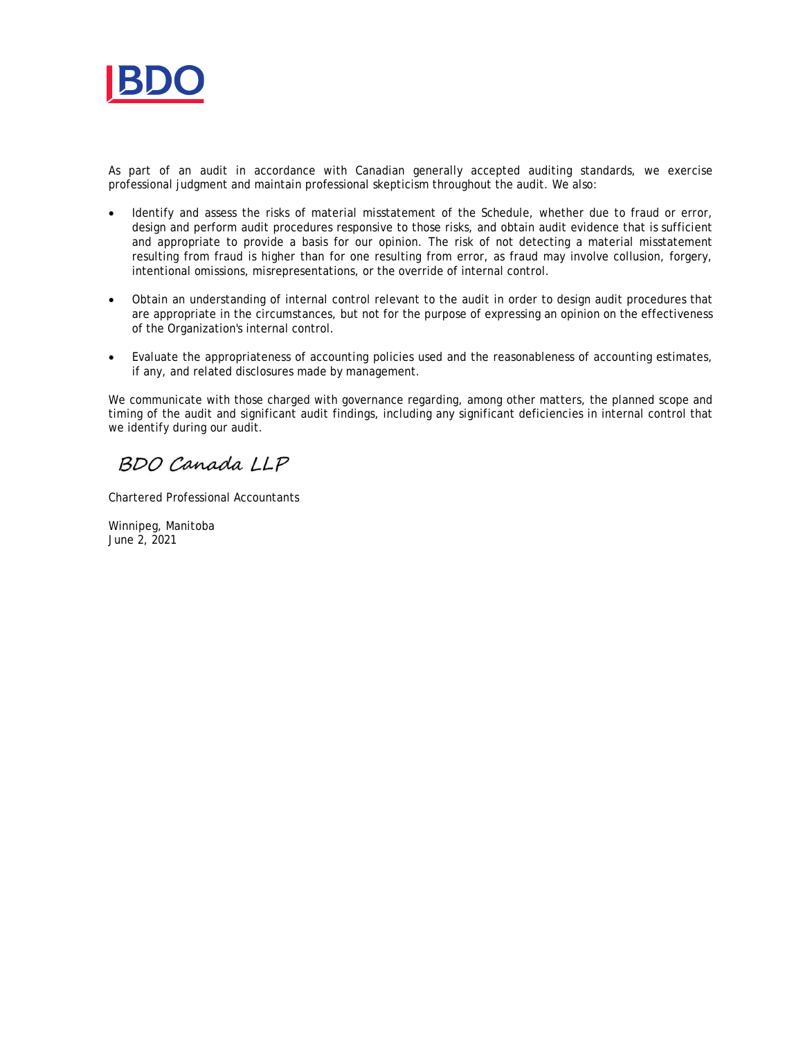As part of an audit in accordance with Canadian generally accepted auditing standards, we exercise professional judgment and maintain professional skepticism throughout the audit. We also:

- Identify and assess the risks of material misstatement of the Schedule, whether due to fraud or error, design and perform audit procedures responsive to those risks, and obtain audit evidence that is sufficient and appropriate to provide a basis for our opinion. The risk of not detecting a material misstatement resulting from fraud is higher than for one resulting from error, as fraud may involve collusion, forgery, intentional omissions, misrepresentations, or the override of internal control.

- Obtain an understanding of internal control relevant to the audit in order to design audit procedures that are appropriate in the circumstances, but not for the purpose of expressing an opinion on the effectiveness of the Organization's internal control.

- Evaluate the appropriateness of accounting policies used and the reasonableness of accounting estimates, if any, and related disclosures made by management.

We communicate with those charged with governance regarding, among other matters, the planned scope and timing of the audit and significant audit findings, including any significant deficiencies in internal control that we identify during our audit.

*BDO Canada LLP*

Chartered Professional Accountants

Winnipeg, Manitoba
June 2, 2021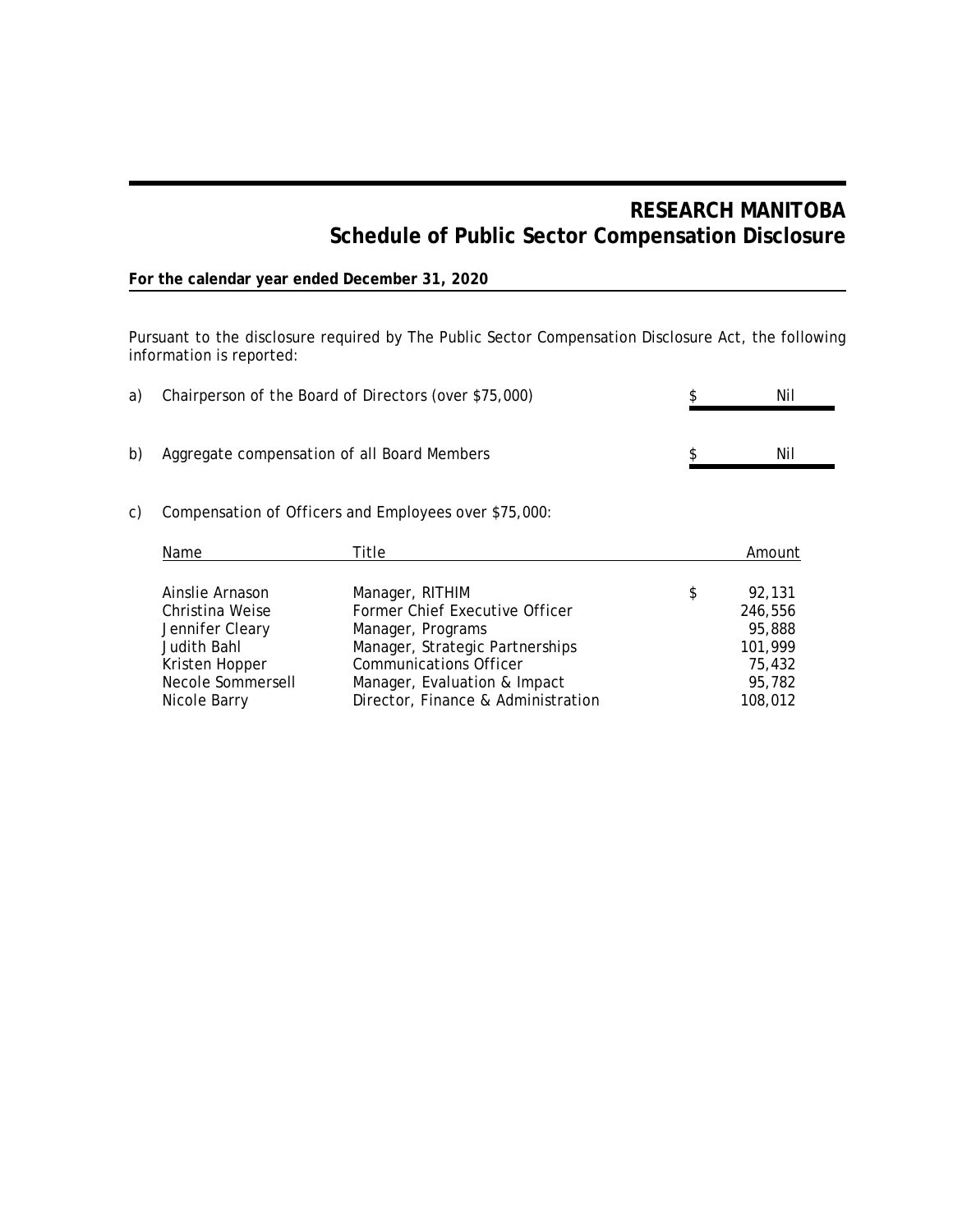# RESEARCH MANITOBA
## Schedule of Public Sector Compensation Disclosure

**For the calendar year ended December 31, 2020**

Pursuant to the disclosure required by The Public Sector Compensation Disclosure Act, the following information is reported:

| | | | |
|---|---|---|---|
| a) | Chairperson of the Board of Directors (over $75,000) | $ | Nil |
| b) | Aggregate compensation of all Board Members | $ | Nil |

c) Compensation of Officers and Employees over $75,000:

| Name | Title | | Amount |
|---|---|---|---|
| Ainslie Arnason | Manager, RITHIM | $ | 92,131 |
| Christina Weise | Former Chief Executive Officer | | 246,556 |
| Jennifer Cleary | Manager, Programs | | 95,888 |
| Judith Bahl | Manager, Strategic Partnerships | | 101,999 |
| Kristen Hopper | Communications Officer | | 75,432 |
| Necole Sommersell | Manager, Evaluation & Impact | | 95,782 |
| Nicole Barry | Director, Finance & Administration | | 108,012 |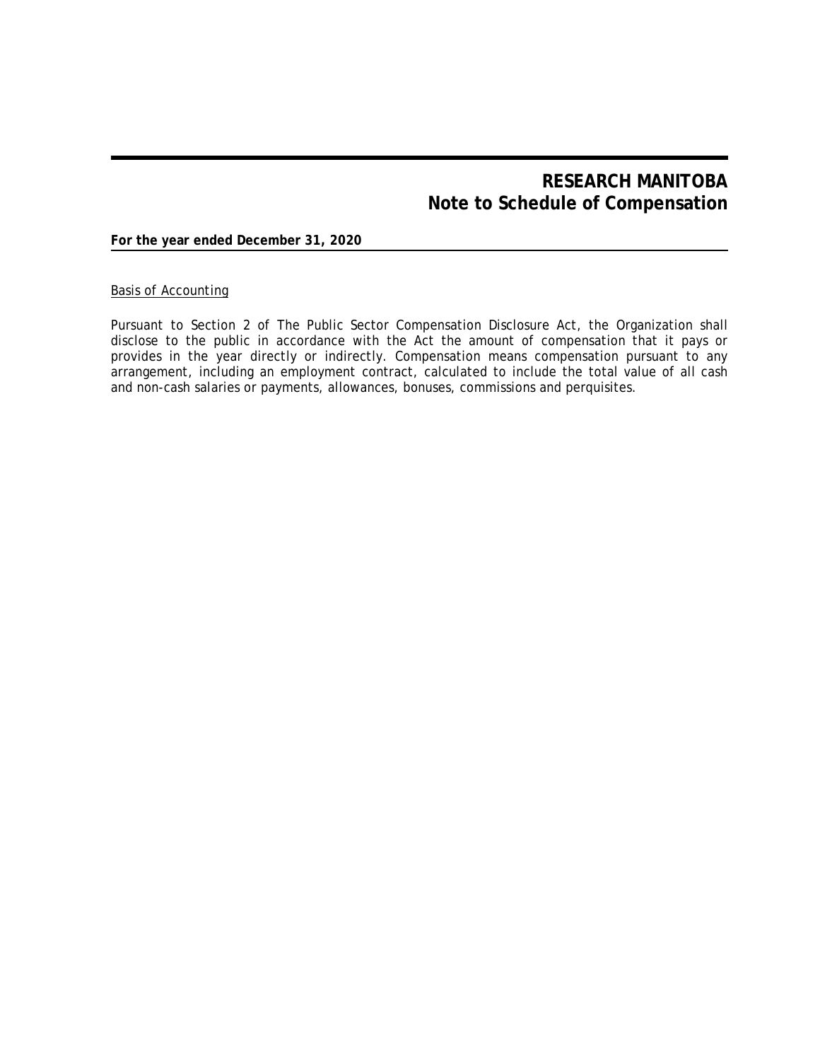# RESEARCH MANITOBA
## Note to Schedule of Compensation

**For the year ended December 31, 2020**

Basis of Accounting

Pursuant to Section 2 of The Public Sector Compensation Disclosure Act, the Organization shall disclose to the public in accordance with the Act the amount of compensation that it pays or provides in the year directly or indirectly. Compensation means compensation pursuant to any arrangement, including an employment contract, calculated to include the total value of all cash and non-cash salaries or payments, allowances, bonuses, commissions and perquisites.